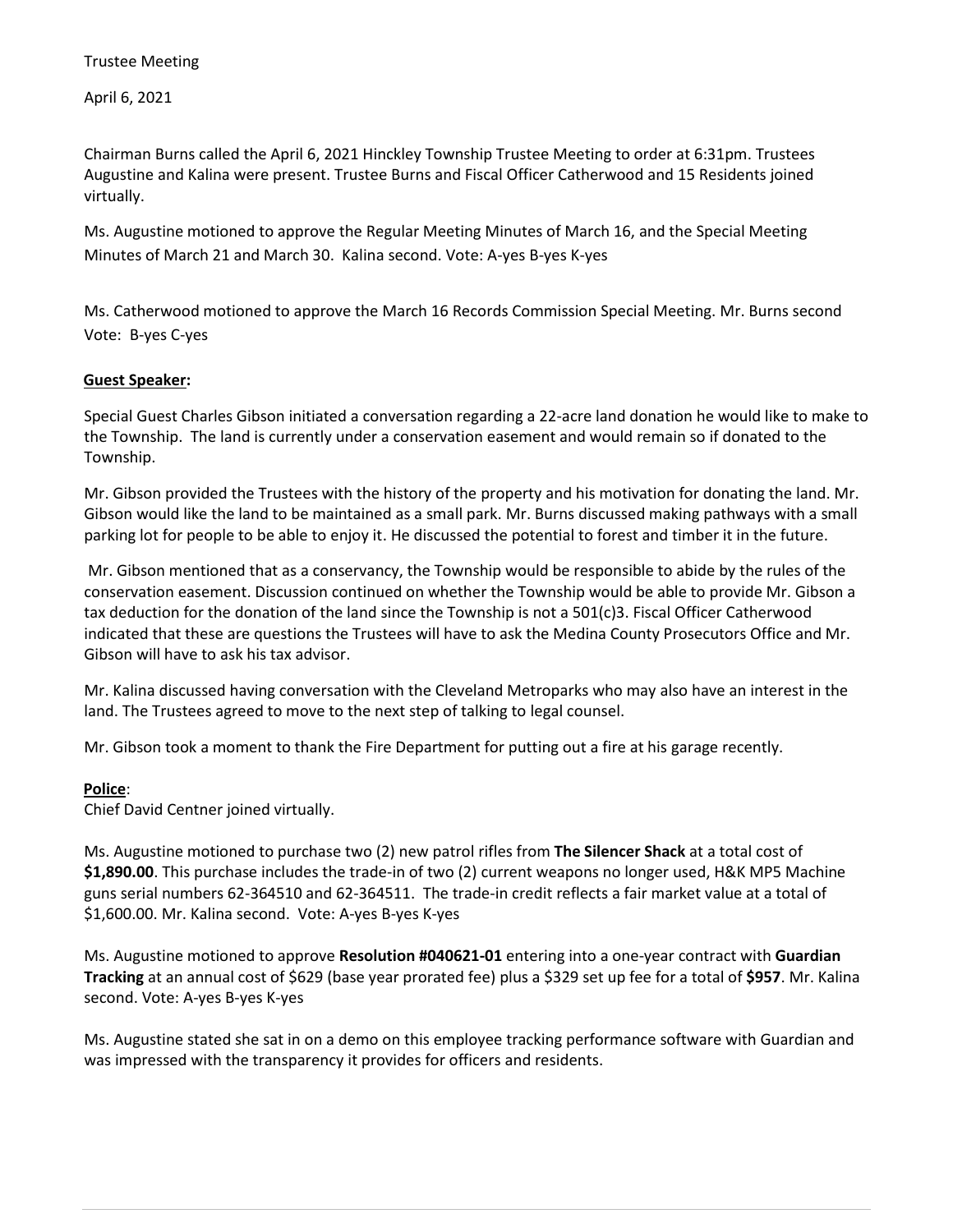Trustee Meeting

April 6, 2021

Chairman Burns called the April 6, 2021 Hinckley Township Trustee Meeting to order at 6:31pm. Trustees Augustine and Kalina were present. Trustee Burns and Fiscal Officer Catherwood and 15 Residents joined virtually.

Ms. Augustine motioned to approve the Regular Meeting Minutes of March 16, and the Special Meeting Minutes of March 21 and March 30. Kalina second. Vote: A-yes B-yes K-yes

Ms. Catherwood motioned to approve the March 16 Records Commission Special Meeting. Mr. Burns second Vote: B-yes C-yes

**Guest Speaker:**

Special Guest Charles Gibson initiated a conversation regarding a 22-acre land donation he would like to make to the Township. The land is currently under a conservation easement and would remain so if donated to the Township.

Mr. Gibson provided the Trustees with the history of the property and his motivation for donating the land. Mr. Gibson would like the land to be maintained as a small park. Mr. Burns discussed making pathways with a small parking lot for people to be able to enjoy it. He discussed the potential to forest and timber it in the future.

Mr. Gibson mentioned that as a conservancy, the Township would be responsible to abide by the rules of the conservation easement. Discussion continued on whether the Township would be able to provide Mr. Gibson a tax deduction for the donation of the land since the Township is not a 501(c)3. Fiscal Officer Catherwood indicated that these are questions the Trustees will have to ask the Medina County Prosecutors Office and Mr. Gibson will have to ask his tax advisor.

Mr. Kalina discussed having conversation with the Cleveland Metroparks who may also have an interest in the land. The Trustees agreed to move to the next step of talking to legal counsel.

Mr. Gibson took a moment to thank the Fire Department for putting out a fire at his garage recently.

**Police**:

Chief David Centner joined virtually.

Ms. Augustine motioned to purchase two (2) new patrol rifles from **The Silencer Shack** at a total cost of **$1,890.00**. This purchase includes the trade-in of two (2) current weapons no longer used, H&K MP5 Machine guns serial numbers 62-364510 and 62-364511. The trade-in credit reflects a fair market value at a total of $1,600.00. Mr. Kalina second. Vote: A-yes B-yes K-yes

Ms. Augustine motioned to approve **Resolution #040621-01** entering into a one-year contract with **Guardian Tracking** at an annual cost of $629 (base year prorated fee) plus a $329 set up fee for a total of **$957**. Mr. Kalina second. Vote: A-yes B-yes K-yes

Ms. Augustine stated she sat in on a demo on this employee tracking performance software with Guardian and was impressed with the transparency it provides for officers and residents.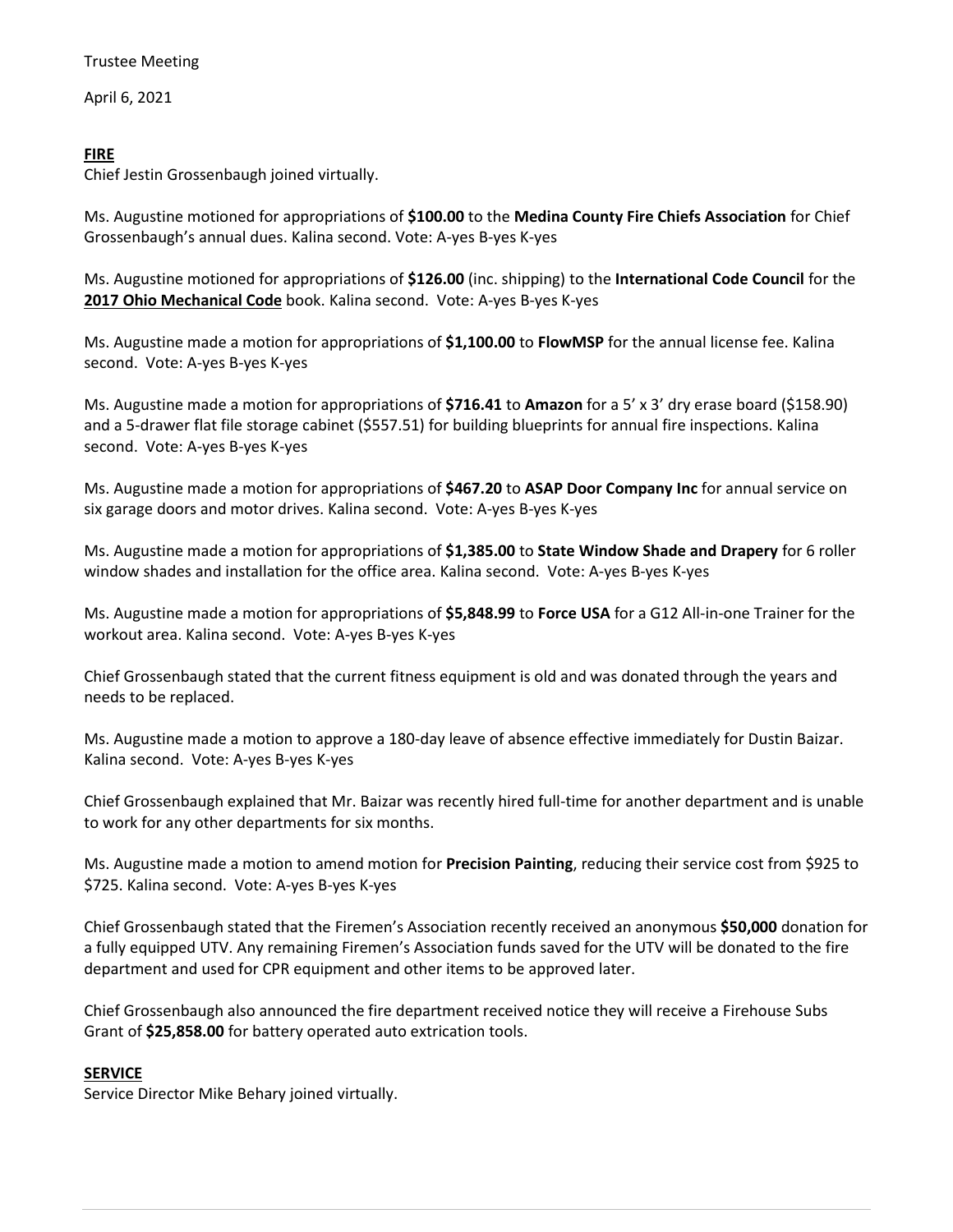Trustee Meeting

April 6, 2021

## FIRE

Chief Jestin Grossenbaugh joined virtually.

Ms. Augustine motioned for appropriations of **$100.00** to the **Medina County Fire Chiefs Association** for Chief Grossenbaugh's annual dues. Kalina second. Vote: A-yes B-yes K-yes

Ms. Augustine motioned for appropriations of **$126.00** (inc. shipping) to the **International Code Council** for the **2017 Ohio Mechanical Code** book. Kalina second. Vote: A-yes B-yes K-yes

Ms. Augustine made a motion for appropriations of **$1,100.00** to **FlowMSP** for the annual license fee. Kalina second. Vote: A-yes B-yes K-yes

Ms. Augustine made a motion for appropriations of **$716.41** to **Amazon** for a 5' x 3' dry erase board ($158.90) and a 5-drawer flat file storage cabinet ($557.51) for building blueprints for annual fire inspections. Kalina second. Vote: A-yes B-yes K-yes

Ms. Augustine made a motion for appropriations of **$467.20** to **ASAP Door Company Inc** for annual service on six garage doors and motor drives. Kalina second. Vote: A-yes B-yes K-yes

Ms. Augustine made a motion for appropriations of **$1,385.00** to **State Window Shade and Drapery** for 6 roller window shades and installation for the office area. Kalina second. Vote: A-yes B-yes K-yes

Ms. Augustine made a motion for appropriations of **$5,848.99** to **Force USA** for a G12 All-in-one Trainer for the workout area. Kalina second. Vote: A-yes B-yes K-yes

Chief Grossenbaugh stated that the current fitness equipment is old and was donated through the years and needs to be replaced.

Ms. Augustine made a motion to approve a 180-day leave of absence effective immediately for Dustin Baizar. Kalina second. Vote: A-yes B-yes K-yes

Chief Grossenbaugh explained that Mr. Baizar was recently hired full-time for another department and is unable to work for any other departments for six months.

Ms. Augustine made a motion to amend motion for **Precision Painting**, reducing their service cost from $925 to $725. Kalina second. Vote: A-yes B-yes K-yes

Chief Grossenbaugh stated that the Firemen's Association recently received an anonymous **$50,000** donation for a fully equipped UTV. Any remaining Firemen's Association funds saved for the UTV will be donated to the fire department and used for CPR equipment and other items to be approved later.

Chief Grossenbaugh also announced the fire department received notice they will receive a Firehouse Subs Grant of **$25,858.00** for battery operated auto extrication tools.

## SERVICE

Service Director Mike Behary joined virtually.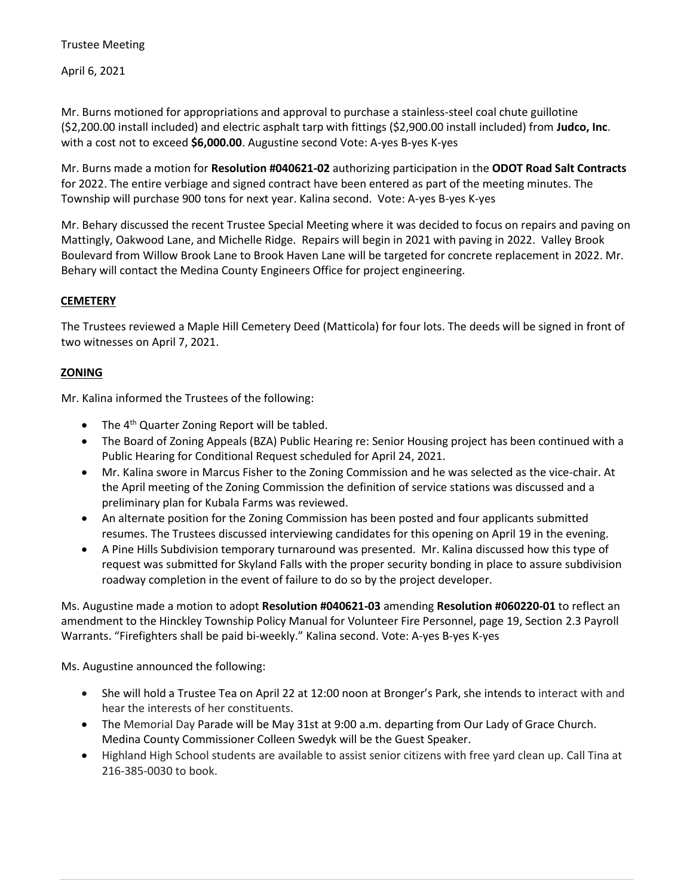Trustee Meeting

April 6, 2021

Mr. Burns motioned for appropriations and approval to purchase a stainless-steel coal chute guillotine ($2,200.00 install included) and electric asphalt tarp with fittings ($2,900.00 install included) from **Judco, Inc**. with a cost not to exceed **$6,000.00**. Augustine second Vote: A-yes B-yes K-yes

Mr. Burns made a motion for **Resolution #040621-02** authorizing participation in the **ODOT Road Salt Contracts** for 2022. The entire verbiage and signed contract have been entered as part of the meeting minutes. The Township will purchase 900 tons for next year. Kalina second. Vote: A-yes B-yes K-yes

Mr. Behary discussed the recent Trustee Special Meeting where it was decided to focus on repairs and paving on Mattingly, Oakwood Lane, and Michelle Ridge. Repairs will begin in 2021 with paving in 2022. Valley Brook Boulevard from Willow Brook Lane to Brook Haven Lane will be targeted for concrete replacement in 2022. Mr. Behary will contact the Medina County Engineers Office for project engineering.

**CEMETERY**

The Trustees reviewed a Maple Hill Cemetery Deed (Matticola) for four lots. The deeds will be signed in front of two witnesses on April 7, 2021.

**ZONING**

Mr. Kalina informed the Trustees of the following:

- The 4th Quarter Zoning Report will be tabled.
- The Board of Zoning Appeals (BZA) Public Hearing re: Senior Housing project has been continued with a Public Hearing for Conditional Request scheduled for April 24, 2021.
- Mr. Kalina swore in Marcus Fisher to the Zoning Commission and he was selected as the vice-chair. At the April meeting of the Zoning Commission the definition of service stations was discussed and a preliminary plan for Kubala Farms was reviewed.
- An alternate position for the Zoning Commission has been posted and four applicants submitted resumes. The Trustees discussed interviewing candidates for this opening on April 19 in the evening.
- A Pine Hills Subdivision temporary turnaround was presented. Mr. Kalina discussed how this type of request was submitted for Skyland Falls with the proper security bonding in place to assure subdivision roadway completion in the event of failure to do so by the project developer.

Ms. Augustine made a motion to adopt **Resolution #040621-03** amending **Resolution #060220-01** to reflect an amendment to the Hinckley Township Policy Manual for Volunteer Fire Personnel, page 19, Section 2.3 Payroll Warrants. "Firefighters shall be paid bi-weekly." Kalina second. Vote: A-yes B-yes K-yes

Ms. Augustine announced the following:

- She will hold a Trustee Tea on April 22 at 12:00 noon at Bronger's Park, she intends to interact with and hear the interests of her constituents.
- The Memorial Day Parade will be May 31st at 9:00 a.m. departing from Our Lady of Grace Church. Medina County Commissioner Colleen Swedyk will be the Guest Speaker.
- Highland High School students are available to assist senior citizens with free yard clean up. Call Tina at 216-385-0030 to book.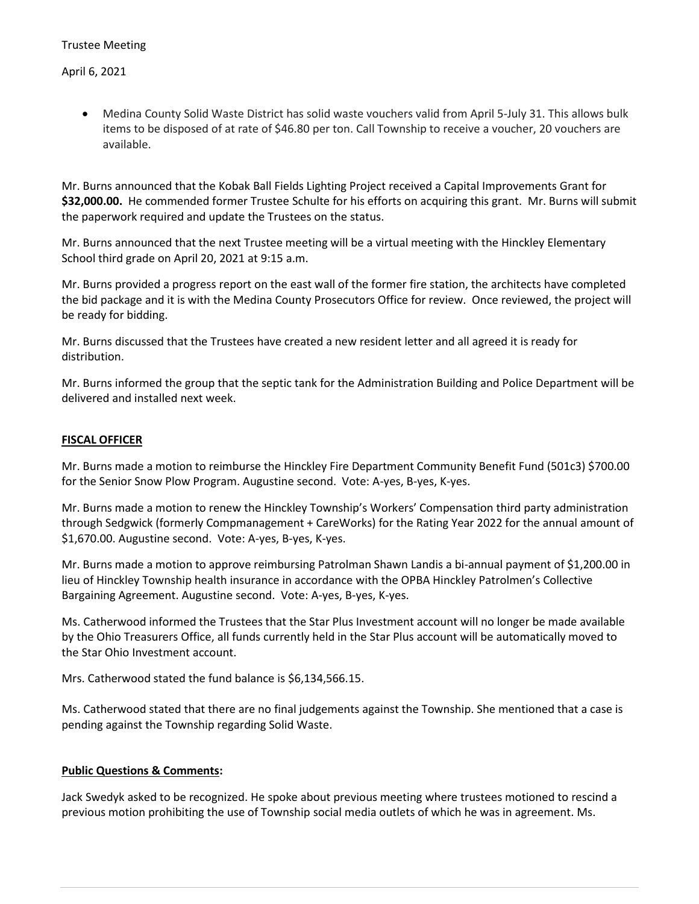Trustee Meeting

April 6, 2021

- Medina County Solid Waste District has solid waste vouchers valid from April 5-July 31. This allows bulk items to be disposed of at rate of $46.80 per ton. Call Township to receive a voucher, 20 vouchers are available.

Mr. Burns announced that the Kobak Ball Fields Lighting Project received a Capital Improvements Grant for **$32,000.00.** He commended former Trustee Schulte for his efforts on acquiring this grant. Mr. Burns will submit the paperwork required and update the Trustees on the status.

Mr. Burns announced that the next Trustee meeting will be a virtual meeting with the Hinckley Elementary School third grade on April 20, 2021 at 9:15 a.m.

Mr. Burns provided a progress report on the east wall of the former fire station, the architects have completed the bid package and it is with the Medina County Prosecutors Office for review. Once reviewed, the project will be ready for bidding.

Mr. Burns discussed that the Trustees have created a new resident letter and all agreed it is ready for distribution.

Mr. Burns informed the group that the septic tank for the Administration Building and Police Department will be delivered and installed next week.

**FISCAL OFFICER**

Mr. Burns made a motion to reimburse the Hinckley Fire Department Community Benefit Fund (501c3) $700.00 for the Senior Snow Plow Program. Augustine second. Vote: A-yes, B-yes, K-yes.

Mr. Burns made a motion to renew the Hinckley Township's Workers' Compensation third party administration through Sedgwick (formerly Compmanagement + CareWorks) for the Rating Year 2022 for the annual amount of $1,670.00. Augustine second. Vote: A-yes, B-yes, K-yes.

Mr. Burns made a motion to approve reimbursing Patrolman Shawn Landis a bi-annual payment of $1,200.00 in lieu of Hinckley Township health insurance in accordance with the OPBA Hinckley Patrolmen's Collective Bargaining Agreement. Augustine second. Vote: A-yes, B-yes, K-yes.

Ms. Catherwood informed the Trustees that the Star Plus Investment account will no longer be made available by the Ohio Treasurers Office, all funds currently held in the Star Plus account will be automatically moved to the Star Ohio Investment account.

Mrs. Catherwood stated the fund balance is $6,134,566.15.

Ms. Catherwood stated that there are no final judgements against the Township. She mentioned that a case is pending against the Township regarding Solid Waste.

**Public Questions & Comments:**

Jack Swedyk asked to be recognized. He spoke about previous meeting where trustees motioned to rescind a previous motion prohibiting the use of Township social media outlets of which he was in agreement. Ms.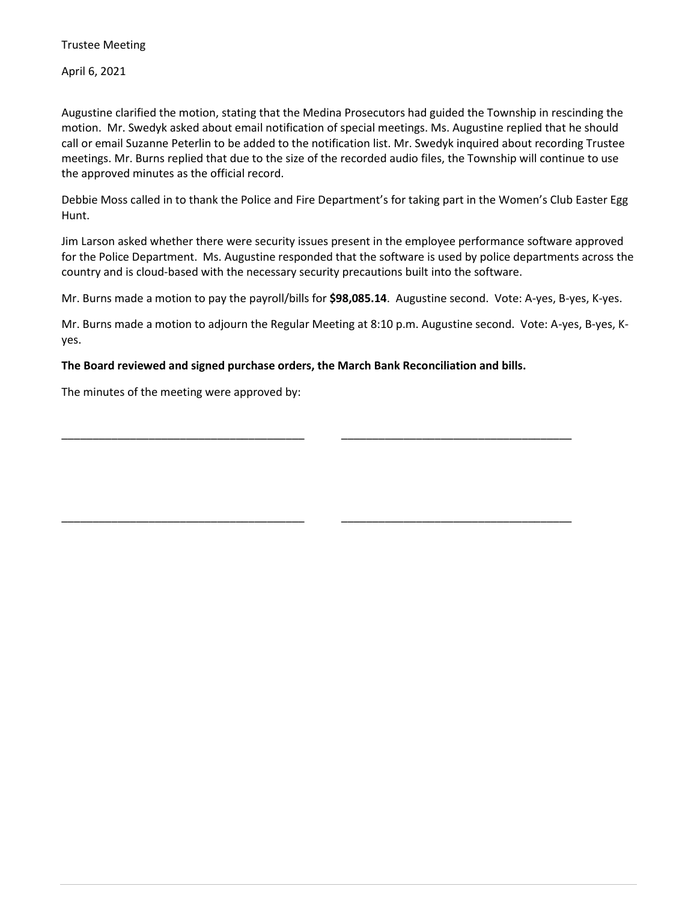Augustine clarified the motion, stating that the Medina Prosecutors had guided the Township in rescinding the motion. Mr. Swedyk asked about email notification of special meetings. Ms. Augustine replied that he should call or email Suzanne Peterlin to be added to the notification list. Mr. Swedyk inquired about recording Trustee meetings. Mr. Burns replied that due to the size of the recorded audio files, the Township will continue to use the approved minutes as the official record.

Debbie Moss called in to thank the Police and Fire Department's for taking part in the Women's Club Easter Egg Hunt.

Jim Larson asked whether there were security issues present in the employee performance software approved for the Police Department. Ms. Augustine responded that the software is used by police departments across the country and is cloud-based with the necessary security precautions built into the software.

Mr. Burns made a motion to pay the payroll/bills for **$98,085.14**. Augustine second. Vote: A-yes, B-yes, K-yes.

Mr. Burns made a motion to adjourn the Regular Meeting at 8:10 p.m. Augustine second. Vote: A-yes, B-yes, K-yes.

**The Board reviewed and signed purchase orders, the March Bank Reconciliation and bills.**

The minutes of the meeting were approved by:

\_\_\_\_\_\_\_\_\_\_\_\_\_\_\_\_\_\_\_\_\_\_\_\_\_\_\_\_\_\_\_\_\_\_\_\_\_\_ \_\_\_\_\_\_\_\_\_\_\_\_\_\_\_\_\_\_\_\_\_\_\_\_\_\_\_\_\_\_\_\_\_\_\_\_\_\_

\_\_\_\_\_\_\_\_\_\_\_\_\_\_\_\_\_\_\_\_\_\_\_\_\_\_\_\_\_\_\_\_\_\_\_\_\_\_ \_\_\_\_\_\_\_\_\_\_\_\_\_\_\_\_\_\_\_\_\_\_\_\_\_\_\_\_\_\_\_\_\_\_\_\_\_\_